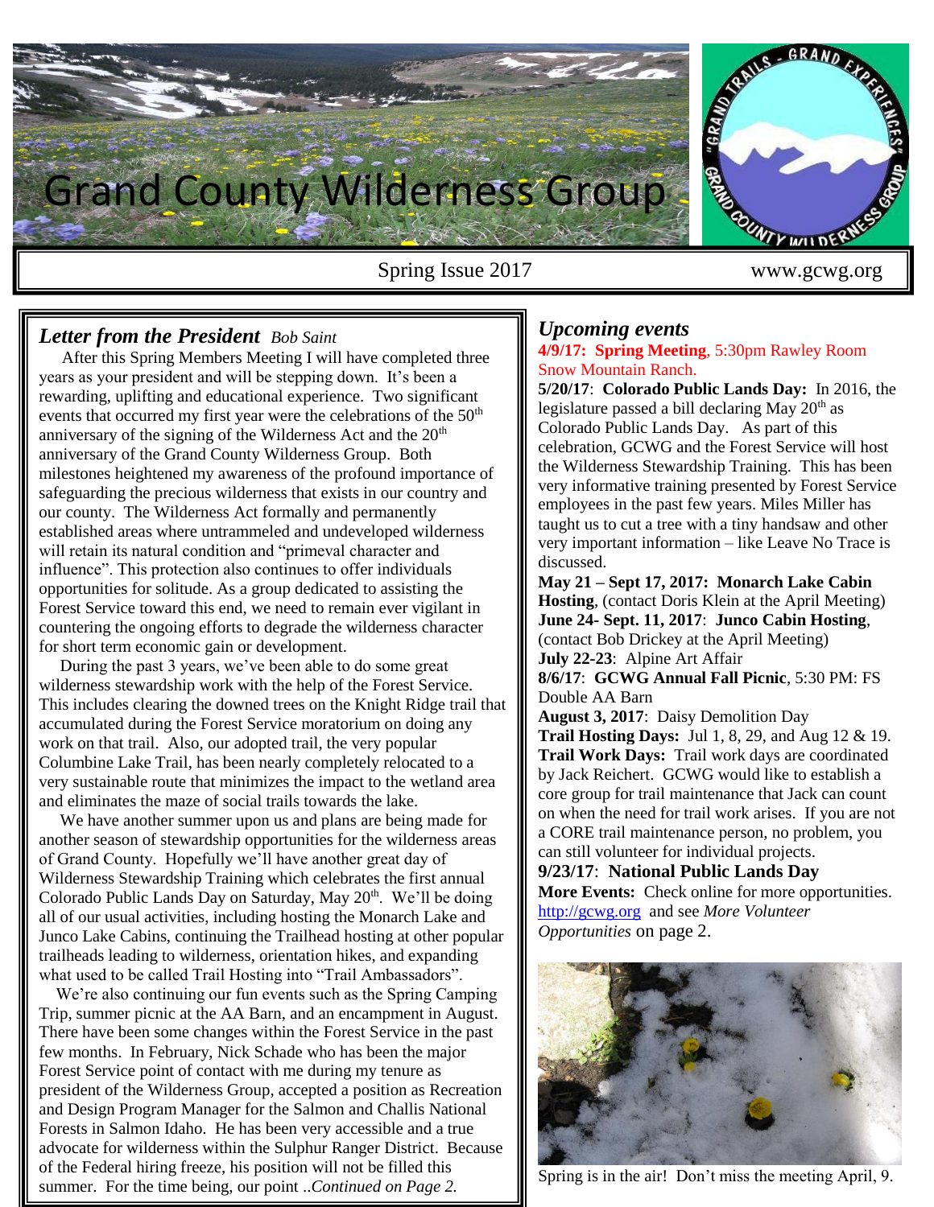# Grand County Wilderness Group

Spring Issue 2017 www.gcwg.org

## *Letter from the President* *Bob Saint*

After this Spring Members Meeting I will have completed three years as your president and will be stepping down. It's been a rewarding, uplifting and educational experience. Two significant events that occurred my first year were the celebrations of the 50th anniversary of the signing of the Wilderness Act and the 20th anniversary of the Grand County Wilderness Group. Both milestones heightened my awareness of the profound importance of safeguarding the precious wilderness that exists in our country and our county. The Wilderness Act formally and permanently established areas where untrammeled and undeveloped wilderness will retain its natural condition and "primeval character and influence". This protection also continues to offer individuals opportunities for solitude. As a group dedicated to assisting the Forest Service toward this end, we need to remain ever vigilant in countering the ongoing efforts to degrade the wilderness character for short term economic gain or development.

During the past 3 years, we've been able to do some great wilderness stewardship work with the help of the Forest Service. This includes clearing the downed trees on the Knight Ridge trail that accumulated during the Forest Service moratorium on doing any work on that trail. Also, our adopted trail, the very popular Columbine Lake Trail, has been nearly completely relocated to a very sustainable route that minimizes the impact to the wetland area and eliminates the maze of social trails towards the lake.

We have another summer upon us and plans are being made for another season of stewardship opportunities for the wilderness areas of Grand County. Hopefully we'll have another great day of Wilderness Stewardship Training which celebrates the first annual Colorado Public Lands Day on Saturday, May 20th. We'll be doing all of our usual activities, including hosting the Monarch Lake and Junco Lake Cabins, continuing the Trailhead hosting at other popular trailheads leading to wilderness, orientation hikes, and expanding what used to be called Trail Hosting into "Trail Ambassadors".

We're also continuing our fun events such as the Spring Camping Trip, summer picnic at the AA Barn, and an encampment in August. There have been some changes within the Forest Service in the past few months. In February, Nick Schade who has been the major Forest Service point of contact with me during my tenure as president of the Wilderness Group, accepted a position as Recreation and Design Program Manager for the Salmon and Challis National Forests in Salmon Idaho. He has been very accessible and a true advocate for wilderness within the Sulphur Ranger District. Because of the Federal hiring freeze, his position will not be filled this summer. For the time being, our point ..*Continued on Page 2.*

## *Upcoming events*

**4/9/17: Spring Meeting**, 5:30pm Rawley Room Snow Mountain Ranch.

**5/20/17**: **Colorado Public Lands Day:** In 2016, the legislature passed a bill declaring May 20th as Colorado Public Lands Day. As part of this celebration, GCWG and the Forest Service will host the Wilderness Stewardship Training. This has been very informative training presented by Forest Service employees in the past few years. Miles Miller has taught us to cut a tree with a tiny handsaw and other very important information – like Leave No Trace is discussed.

**May 21 – Sept 17, 2017: Monarch Lake Cabin Hosting**, (contact Doris Klein at the April Meeting)

**June 24- Sept. 11, 2017**: **Junco Cabin Hosting**, (contact Bob Drickey at the April Meeting)

**July 22-23**: Alpine Art Affair

**8/6/17**: **GCWG Annual Fall Picnic**, 5:30 PM: FS Double AA Barn

**August 3, 2017**: Daisy Demolition Day

**Trail Hosting Days:** Jul 1, 8, 29, and Aug 12 & 19.

**Trail Work Days:** Trail work days are coordinated by Jack Reichert. GCWG would like to establish a core group for trail maintenance that Jack can count on when the need for trail work arises. If you are not a CORE trail maintenance person, no problem, you can still volunteer for individual projects.

**9/23/17**: **National Public Lands Day**

**More Events:** Check online for more opportunities. http://gcwg.org and see *More Volunteer Opportunities* on page 2.

Spring is in the air! Don't miss the meeting April, 9.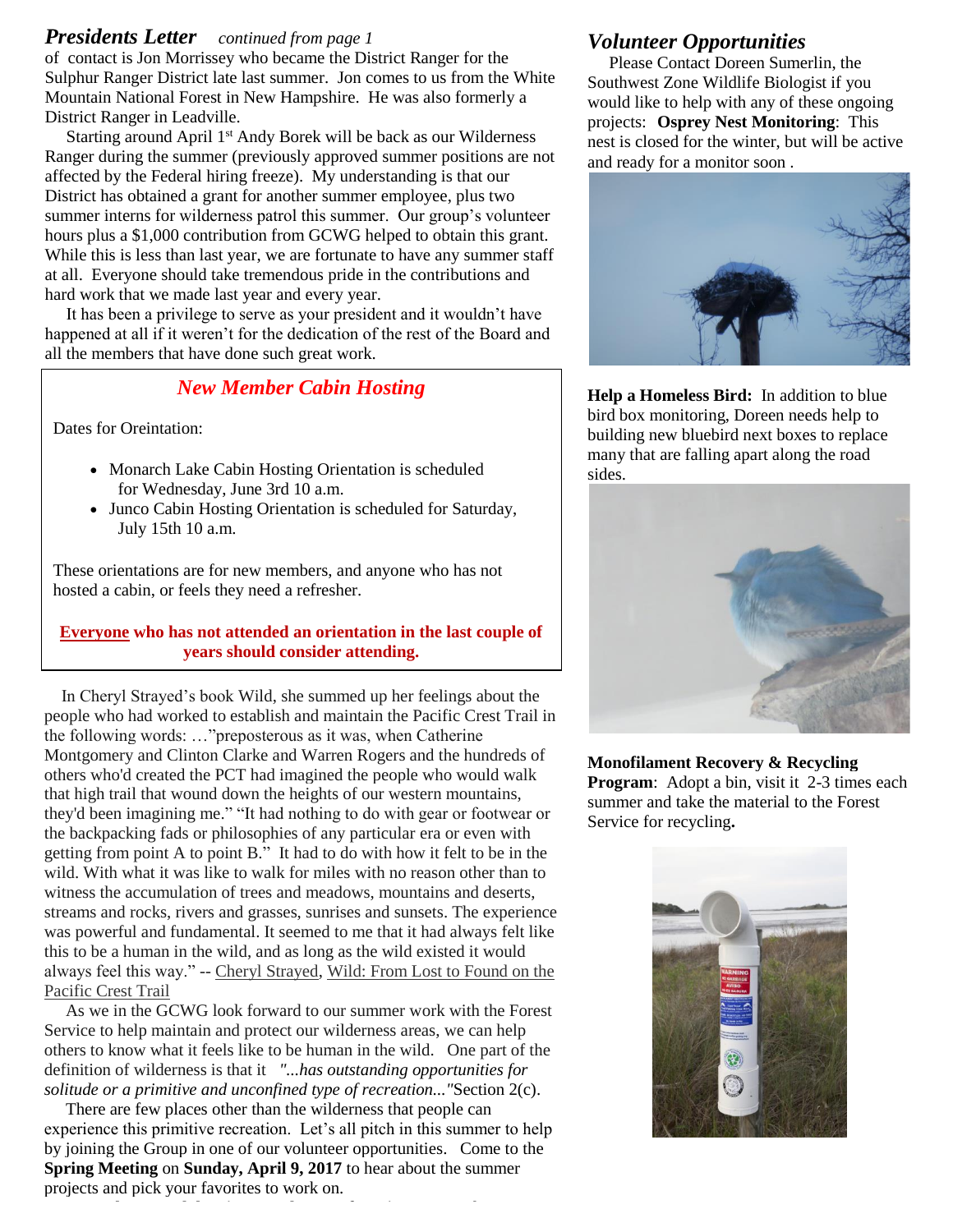## *Presidents Letter* *continued from page 1*

of contact is Jon Morrissey who became the District Ranger for the Sulphur Ranger District late last summer. Jon comes to us from the White Mountain National Forest in New Hampshire. He was also formerly a District Ranger in Leadville.

Starting around April 1st Andy Borek will be back as our Wilderness Ranger during the summer (previously approved summer positions are not affected by the Federal hiring freeze). My understanding is that our District has obtained a grant for another summer employee, plus two summer interns for wilderness patrol this summer. Our group's volunteer hours plus a $1,000 contribution from GCWG helped to obtain this grant. While this is less than last year, we are fortunate to have any summer staff at all. Everyone should take tremendous pride in the contributions and hard work that we made last year and every year.

It has been a privilege to serve as your president and it wouldn't have happened at all if it weren't for the dedication of the rest of the Board and all the members that have done such great work.

## *New Member Cabin Hosting*

Dates for Oreintation:

- Monarch Lake Cabin Hosting Orientation is scheduled for Wednesday, June 3rd 10 a.m.
- Junco Cabin Hosting Orientation is scheduled for Saturday, July 15th 10 a.m.

These orientations are for new members, and anyone who has not hosted a cabin, or feels they need a refresher.

**Everyone who has not attended an orientation in the last couple of years should consider attending.**

In Cheryl Strayed's book Wild, she summed up her feelings about the people who had worked to establish and maintain the Pacific Crest Trail in the following words: …"preposterous as it was, when Catherine Montgomery and Clinton Clarke and Warren Rogers and the hundreds of others who'd created the PCT had imagined the people who would walk that high trail that wound down the heights of our western mountains, they'd been imagining me." "It had nothing to do with gear or footwear or the backpacking fads or philosophies of any particular era or even with getting from point A to point B." It had to do with how it felt to be in the wild. With what it was like to walk for miles with no reason other than to witness the accumulation of trees and meadows, mountains and deserts, streams and rocks, rivers and grasses, sunrises and sunsets. The experience was powerful and fundamental. It seemed to me that it had always felt like this to be a human in the wild, and as long as the wild existed it would always feel this way." -- Cheryl Strayed, Wild: From Lost to Found on the Pacific Crest Trail

As we in the GCWG look forward to our summer work with the Forest Service to help maintain and protect our wilderness areas, we can help others to know what it feels like to be human in the wild. One part of the definition of wilderness is that it *"...has outstanding opportunities for solitude or a primitive and unconfined type of recreation..."*Section 2(c).

There are few places other than the wilderness that people can experience this primitive recreation. Let's all pitch in this summer to help by joining the Group in one of our volunteer opportunities. Come to the **Spring Meeting** on **Sunday, April 9, 2017** to hear about the summer projects and pick your favorites to work on.

## *Volunteer Opportunities*

Please Contact Doreen Sumerlin, the Southwest Zone Wildlife Biologist if you would like to help with any of these ongoing projects: **Osprey Nest Monitoring**: This nest is closed for the winter, but will be active and ready for a monitor soon .

**Help a Homeless Bird:** In addition to blue bird box monitoring, Doreen needs help to building new bluebird next boxes to replace many that are falling apart along the road sides.

**Monofilament Recovery & Recycling Program**: Adopt a bin, visit it 2-3 times each summer and take the material to the Forest Service for recycling**.**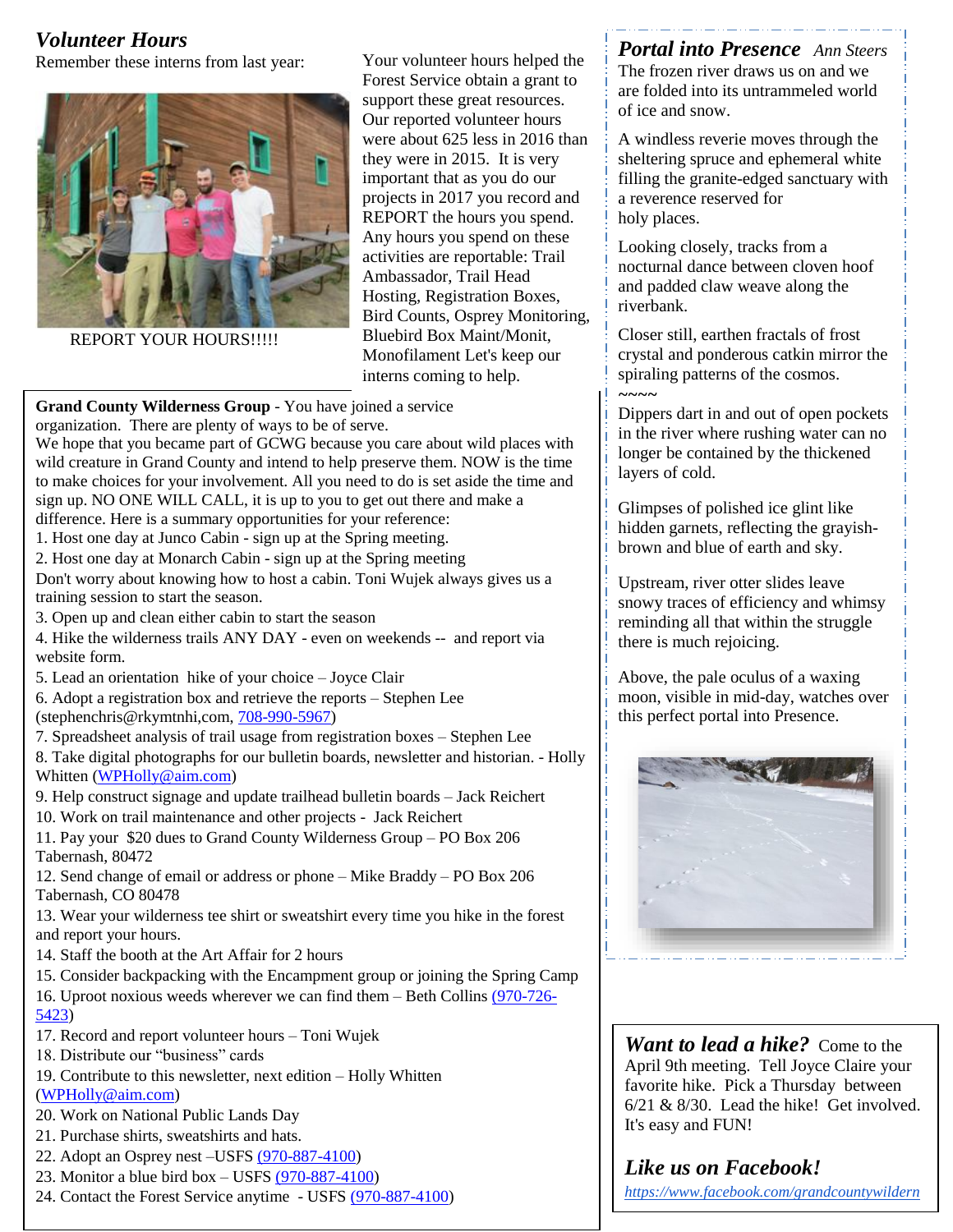## *Volunteer Hours*

Remember these interns from last year:

REPORT YOUR HOURS!!!!!

Your volunteer hours helped the Forest Service obtain a grant to support these great resources. Our reported volunteer hours were about 625 less in 2016 than they were in 2015. It is very important that as you do our projects in 2017 you record and REPORT the hours you spend. Any hours you spend on these activities are reportable: Trail Ambassador, Trail Head Hosting, Registration Boxes, Bird Counts, Osprey Monitoring, Bluebird Box Maint/Monit, Monofilament Let's keep our interns coming to help.

**Grand County Wilderness Group** - You have joined a service organization. There are plenty of ways to be of serve.
We hope that you became part of GCWG because you care about wild places with wild creature in Grand County and intend to help preserve them. NOW is the time to make choices for your involvement. All you need to do is set aside the time and sign up. NO ONE WILL CALL, it is up to you to get out there and make a difference. Here is a summary opportunities for your reference:

1. Host one day at Junco Cabin - sign up at the Spring meeting.
2. Host one day at Monarch Cabin - sign up at the Spring meeting

Don't worry about knowing how to host a cabin. Toni Wujek always gives us a training session to start the season.

3. Open up and clean either cabin to start the season
4. Hike the wilderness trails ANY DAY - even on weekends -- and report via website form.
5. Lead an orientation hike of your choice – Joyce Clair
6. Adopt a registration box and retrieve the reports – Stephen Lee (stephenchris@rkymtnhi,com, 708-990-5967)
7. Spreadsheet analysis of trail usage from registration boxes – Stephen Lee
8. Take digital photographs for our bulletin boards, newsletter and historian. - Holly Whitten (WPHolly@aim.com)
9. Help construct signage and update trailhead bulletin boards – Jack Reichert
10. Work on trail maintenance and other projects - Jack Reichert
11. Pay your $20 dues to Grand County Wilderness Group – PO Box 206 Tabernash, 80472
12. Send change of email or address or phone – Mike Braddy – PO Box 206 Tabernash, CO 80478
13. Wear your wilderness tee shirt or sweatshirt every time you hike in the forest and report your hours.
14. Staff the booth at the Art Affair for 2 hours
15. Consider backpacking with the Encampment group or joining the Spring Camp
16. Uproot noxious weeds wherever we can find them – Beth Collins (970-726-5423)
17. Record and report volunteer hours – Toni Wujek
18. Distribute our "business" cards
19. Contribute to this newsletter, next edition – Holly Whitten (WPHolly@aim.com)
20. Work on National Public Lands Day
21. Purchase shirts, sweatshirts and hats.
22. Adopt an Osprey nest –USFS (970-887-4100)
23. Monitor a blue bird box – USFS (970-887-4100)
24. Contact the Forest Service anytime - USFS (970-887-4100)

## *Portal into Presence* *Ann Steers*

The frozen river draws us on and we are folded into its untrammeled world of ice and snow.

A windless reverie moves through the sheltering spruce and ephemeral white filling the granite-edged sanctuary with a reverence reserved for holy places.

Looking closely, tracks from a nocturnal dance between cloven hoof and padded claw weave along the riverbank.

Closer still, earthen fractals of frost crystal and ponderous catkin mirror the spiraling patterns of the cosmos.

~~~~

Dippers dart in and out of open pockets in the river where rushing water can no longer be contained by the thickened layers of cold.

Glimpses of polished ice glint like hidden garnets, reflecting the grayish-brown and blue of earth and sky.

Upstream, river otter slides leave snowy traces of efficiency and whimsy reminding all that within the struggle there is much rejoicing.

Above, the pale oculus of a waxing moon, visible in mid-day, watches over this perfect portal into Presence.

***Want to lead a hike?*** Come to the April 9th meeting. Tell Joyce Claire your favorite hike. Pick a Thursday between 6/21 & 8/30. Lead the hike! Get involved. It's easy and FUN!

***Like us on Facebook!***

*https://www.facebook.com/grandcountywildern*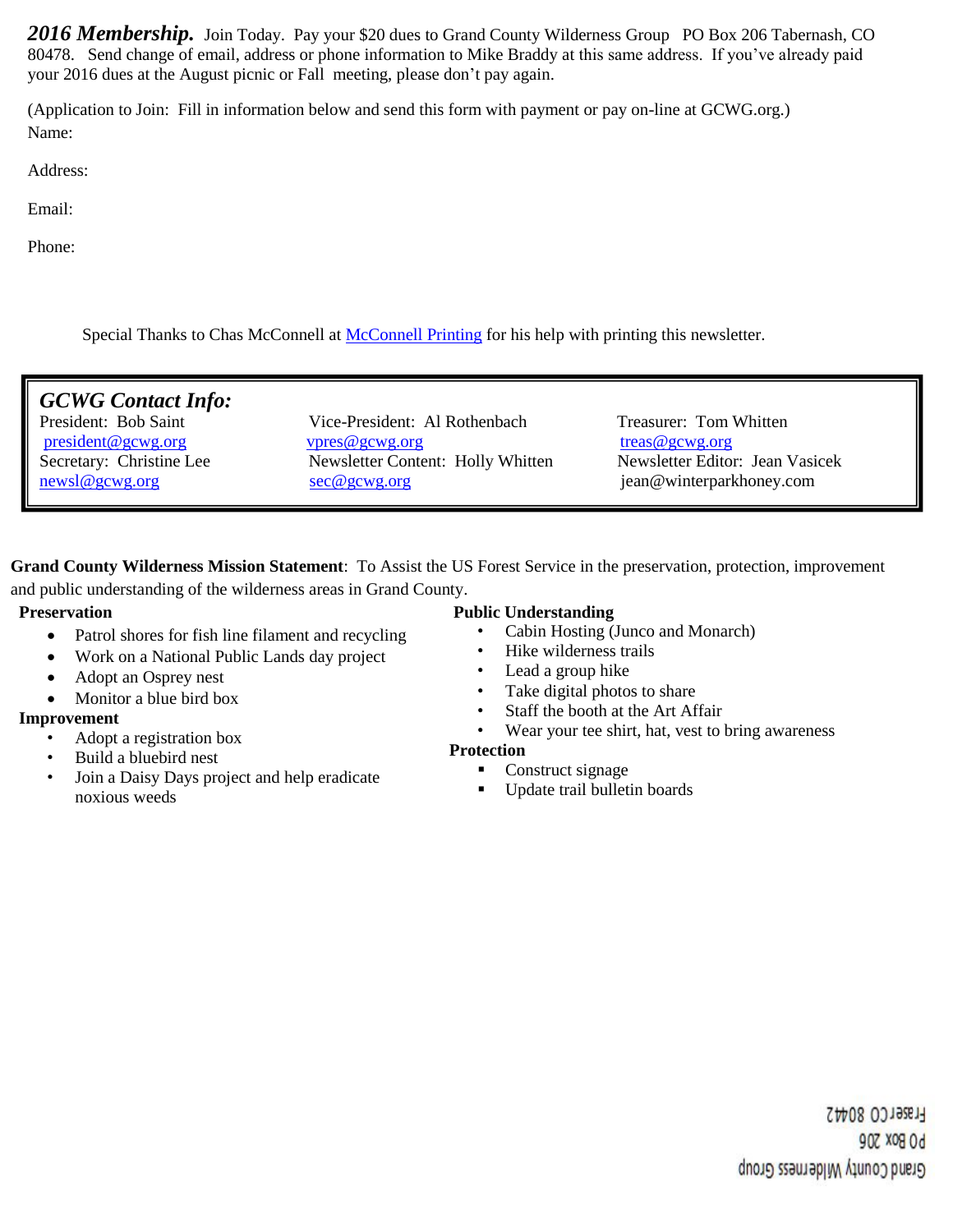***2016 Membership.*** Join Today. Pay your $20 dues to Grand County Wilderness Group PO Box 206 Tabernash, CO 80478. Send change of email, address or phone information to Mike Braddy at this same address. If you've already paid your 2016 dues at the August picnic or Fall meeting, please don't pay again.

(Application to Join: Fill in information below and send this form with payment or pay on-line at GCWG.org.)

Name:

Address:

Email:

Phone:

Special Thanks to Chas McConnell at McConnell Printing for his help with printing this newsletter.

### *GCWG Contact Info:*

| | | |
|---|---|---|
| President: Bob Saint | Vice-President: Al Rothenbach | Treasurer: Tom Whitten |
| president@gcwg.org | vpres@gcwg.org | treas@gcwg.org |
| Secretary: Christine Lee | Newsletter Content: Holly Whitten | Newsletter Editor: Jean Vasicek |
| newsl@gcwg.org | sec@gcwg.org | jean@winterparkhoney.com |

**Grand County Wilderness Mission Statement**: To Assist the US Forest Service in the preservation, protection, improvement and public understanding of the wilderness areas in Grand County.

**Preservation**

- Patrol shores for fish line filament and recycling
- Work on a National Public Lands day project
- Adopt an Osprey nest
- Monitor a blue bird box

**Improvement**

- Adopt a registration box
- Build a bluebird nest
- Join a Daisy Days project and help eradicate noxious weeds

**Public Understanding**

- Cabin Hosting (Junco and Monarch)
- Hike wilderness trails
- Lead a group hike
- Take digital photos to share
- Staff the booth at the Art Affair
- Wear your tee shirt, hat, vest to bring awareness

**Protection**

- Construct signage
- Update trail bulletin boards

Grand County Wilderness Group
PO Box 206
Fraser CO 80442